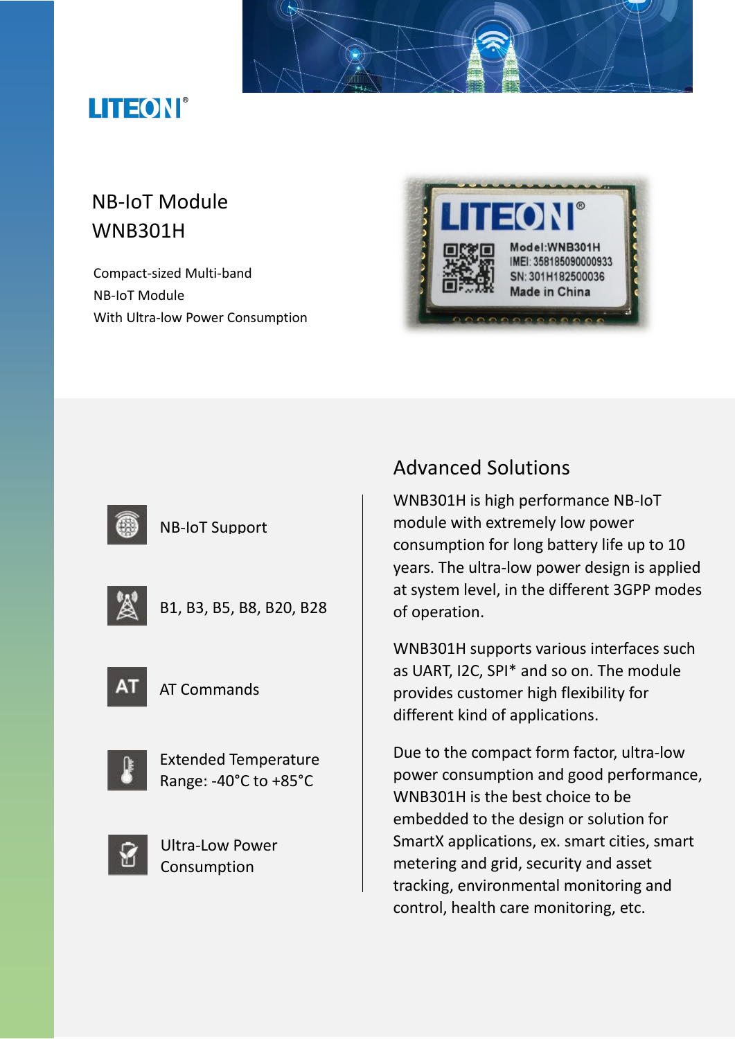# NB-IoT Module WNB301H

Compact-sized Multi-band
NB-IoT Module
With Ultra-low Power Consumption

- NB-IoT Support
- B1, B3, B5, B8, B20, B28
- AT Commands
- Extended Temperature Range: -40°C to +85°C
- Ultra-Low Power Consumption

## Advanced Solutions

WNB301H is high performance NB-IoT module with extremely low power consumption for long battery life up to 10 years. The ultra-low power design is applied at system level, in the different 3GPP modes of operation.

WNB301H supports various interfaces such as UART, I2C, SPI* and so on. The module provides customer high flexibility for different kind of applications.

Due to the compact form factor, ultra-low power consumption and good performance, WNB301H is the best choice to be embedded to the design or solution for SmartX applications, ex. smart cities, smart metering and grid, security and asset tracking, environmental monitoring and control, health care monitoring, etc.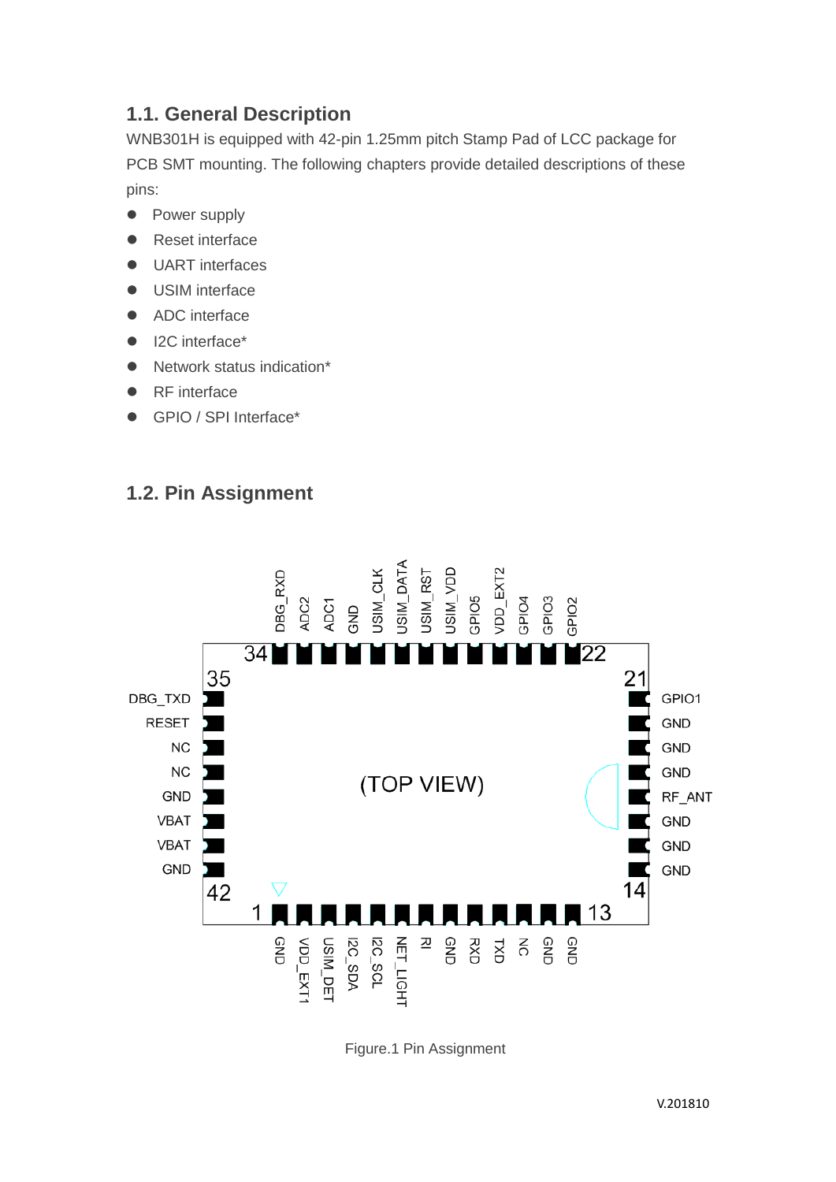## 1.1. General Description

WNB301H is equipped with 42-pin 1.25mm pitch Stamp Pad of LCC package for PCB SMT mounting. The following chapters provide detailed descriptions of these pins:

- Power supply
- Reset interface
- UART interfaces
- USIM interface
- ADC interface
- I2C interface*
- Network status indication*
- RF interface
- GPIO / SPI Interface*

## 1.2. Pin Assignment

Figure.1 Pin Assignment

V.201810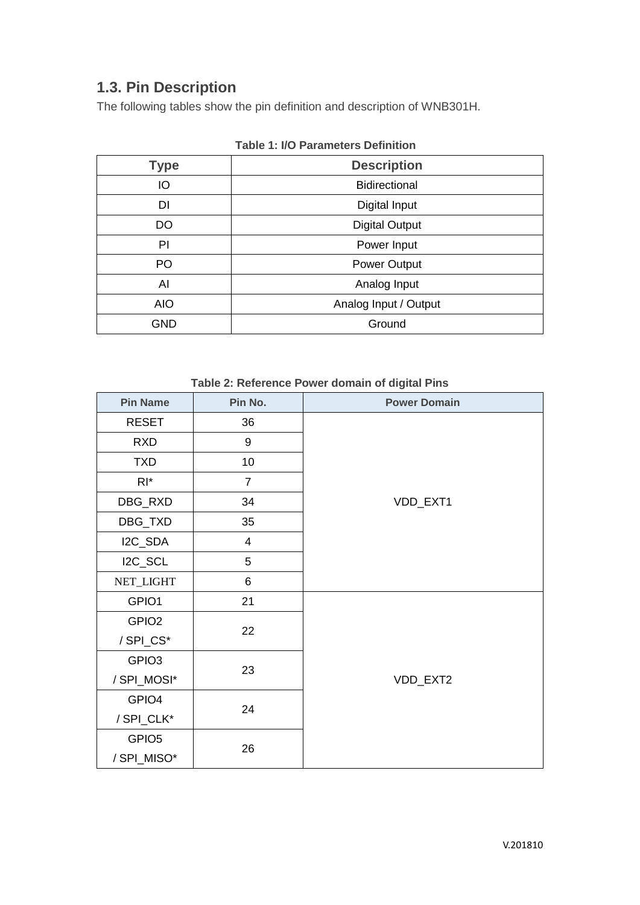## 1.3. Pin Description

The following tables show the pin definition and description of WNB301H.

**Table 1: I/O Parameters Definition**

| Type | Description |
|---|---|
| IO | Bidirectional |
| DI | Digital Input |
| DO | Digital Output |
| PI | Power Input |
| PO | Power Output |
| AI | Analog Input |
| AIO | Analog Input / Output |
| GND | Ground |

**Table 2: Reference Power domain of digital Pins**

| Pin Name | Pin No. | Power Domain |
|---|---|---|
| RESET | 36 | VDD_EXT1 |
| RXD | 9 | |
| TXD | 10 | |
| RI* | 7 | |
| DBG_RXD | 34 | |
| DBG_TXD | 35 | |
| I2C_SDA | 4 | |
| I2C_SCL | 5 | |
| NET_LIGHT | 6 | |
| GPIO1 | 21 | VDD_EXT2 |
| GPIO2 / SPI_CS* | 22 | |
| GPIO3 / SPI_MOSI* | 23 | |
| GPIO4 / SPI_CLK* | 24 | |
| GPIO5 / SPI_MISO* | 26 | |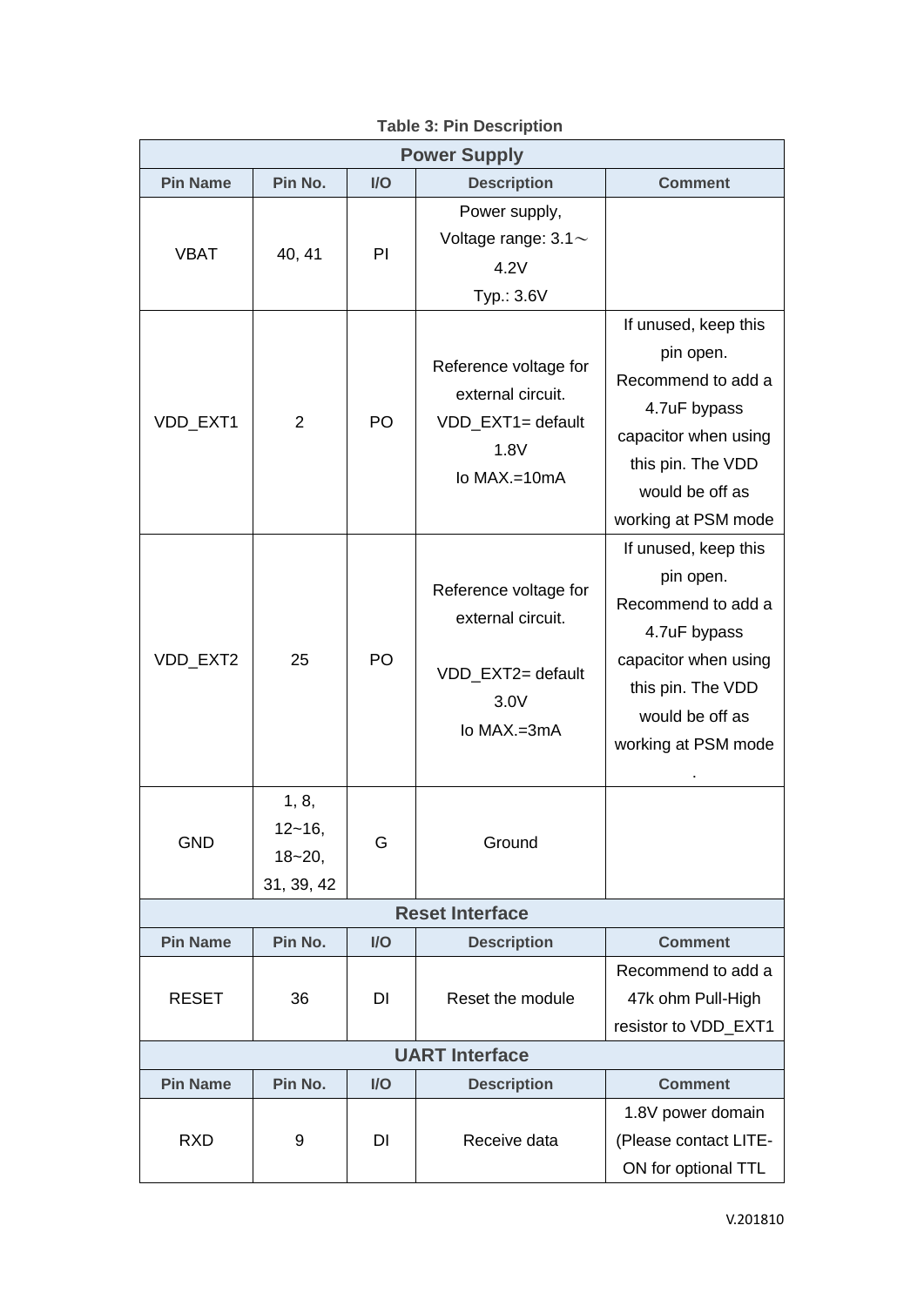**Table 3: Pin Description**

| Power Supply | | | | |
|---|---|---|---|---|
| **Pin Name** | **Pin No.** | **I/O** | **Description** | **Comment** |
| VBAT | 40, 41 | PI | Power supply, Voltage range: 3.1～4.2V Typ.: 3.6V | |
| VDD_EXT1 | 2 | PO | Reference voltage for external circuit. VDD_EXT1= default 1.8V Io MAX.=10mA | If unused, keep this pin open. Recommend to add a 4.7uF bypass capacitor when using this pin. The VDD would be off as working at PSM mode |
| VDD_EXT2 | 25 | PO | Reference voltage for external circuit. VDD_EXT2= default 3.0V Io MAX.=3mA | If unused, keep this pin open. Recommend to add a 4.7uF bypass capacitor when using this pin. The VDD would be off as working at PSM mode . |
| GND | 1, 8, 12~16, 18~20, 31, 39, 42 | G | Ground | |
| **Reset Interface** | | | | |
| **Pin Name** | **Pin No.** | **I/O** | **Description** | **Comment** |
| RESET | 36 | DI | Reset the module | Recommend to add a 47k ohm Pull-High resistor to VDD_EXT1 |
| **UART Interface** | | | | |
| **Pin Name** | **Pin No.** | **I/O** | **Description** | **Comment** |
| RXD | 9 | DI | Receive data | 1.8V power domain (Please contact LITE-ON for optional TTL |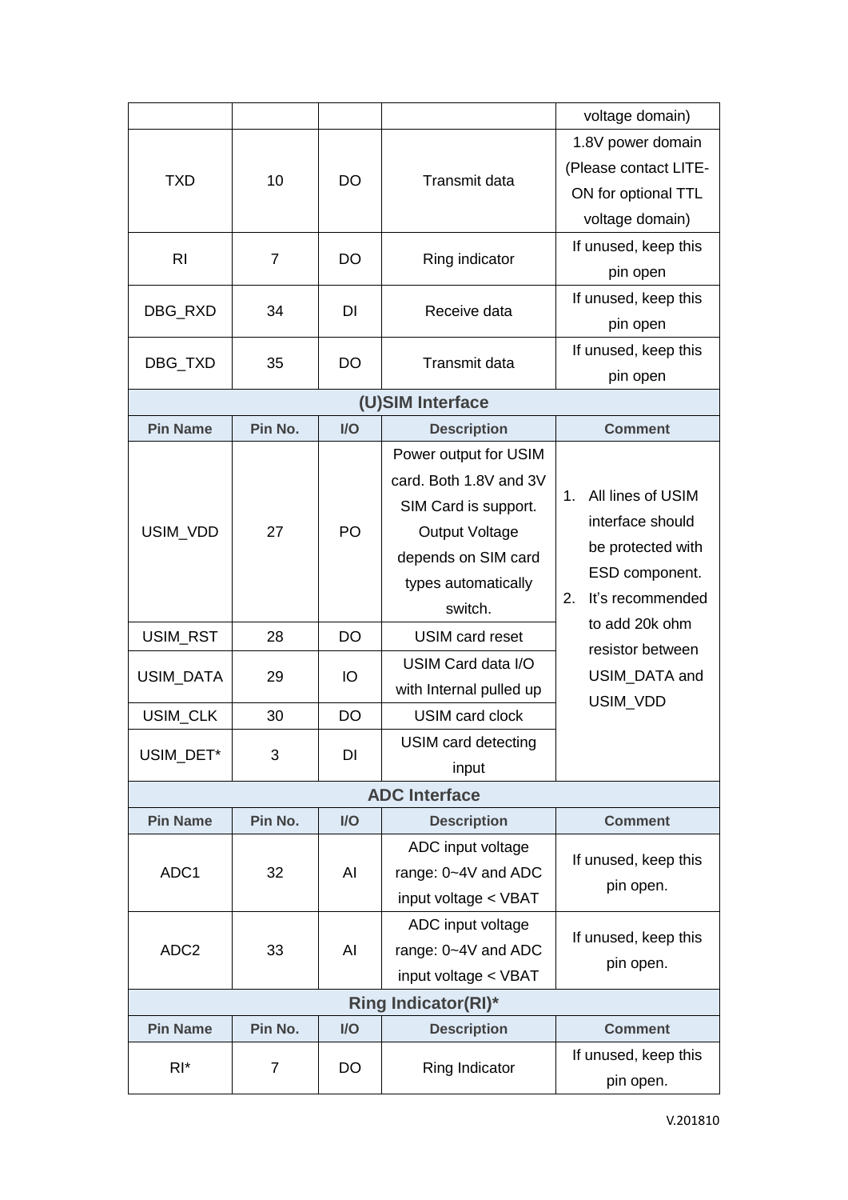| | | | | voltage domain) |
|---|---|---|---|---|
| TXD | 10 | DO | Transmit data | 1.8V power domain (Please contact LITE-ON for optional TTL voltage domain) |
| RI | 7 | DO | Ring indicator | If unused, keep this pin open |
| DBG_RXD | 34 | DI | Receive data | If unused, keep this pin open |
| DBG_TXD | 35 | DO | Transmit data | If unused, keep this pin open |
| **(U)SIM Interface** | | | | |
| **Pin Name** | **Pin No.** | **I/O** | **Description** | **Comment** |
| USIM_VDD | 27 | PO | Power output for USIM card. Both 1.8V and 3V SIM Card is support. Output Voltage depends on SIM card types automatically switch. | 1. All lines of USIM interface should be protected with ESD component. 2. It's recommended to add 20k ohm resistor between USIM_DATA and USIM_VDD |
| USIM_RST | 28 | DO | USIM card reset | |
| USIM_DATA | 29 | IO | USIM Card data I/O with Internal pulled up | |
| USIM_CLK | 30 | DO | USIM card clock | |
| USIM_DET* | 3 | DI | USIM card detecting input | |
| **ADC Interface** | | | | |
| **Pin Name** | **Pin No.** | **I/O** | **Description** | **Comment** |
| ADC1 | 32 | AI | ADC input voltage range: 0~4V and ADC input voltage < VBAT | If unused, keep this pin open. |
| ADC2 | 33 | AI | ADC input voltage range: 0~4V and ADC input voltage < VBAT | If unused, keep this pin open. |
| **Ring Indicator(RI)*** | | | | |
| **Pin Name** | **Pin No.** | **I/O** | **Description** | **Comment** |
| RI* | 7 | DO | Ring Indicator | If unused, keep this pin open. |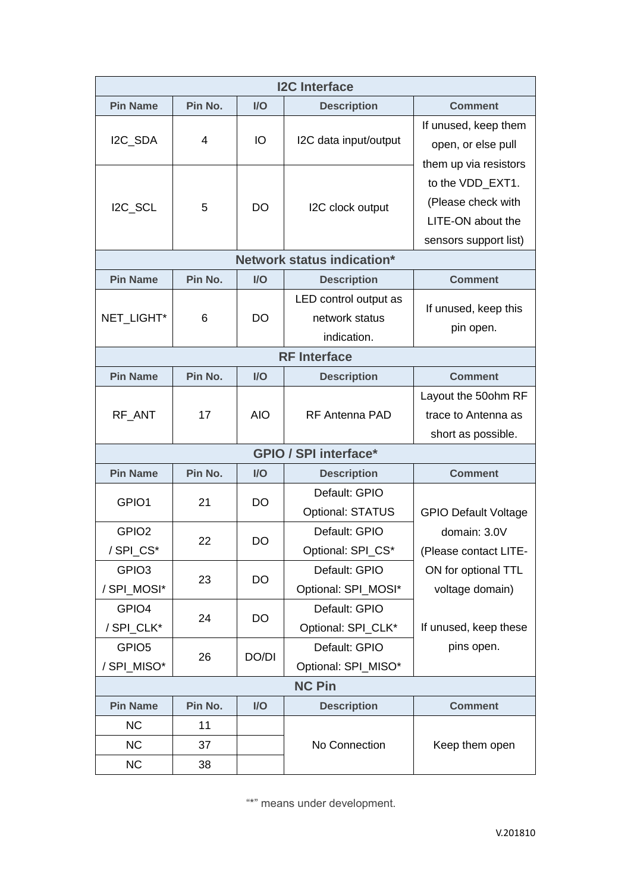| I2C Interface | | | | |
|---|---|---|---|---|
| **Pin Name** | **Pin No.** | **I/O** | **Description** | **Comment** |
| I2C_SDA | 4 | IO | I2C data input/output | If unused, keep them open, or else pull them up via resistors to the VDD_EXT1. (Please check with LITE-ON about the sensors support list) |
| I2C_SCL | 5 | DO | I2C clock output | |
| **Network status indication*** | | | | |
| **Pin Name** | **Pin No.** | **I/O** | **Description** | **Comment** |
| NET_LIGHT* | 6 | DO | LED control output as network status indication. | If unused, keep this pin open. |
| **RF Interface** | | | | |
| **Pin Name** | **Pin No.** | **I/O** | **Description** | **Comment** |
| RF_ANT | 17 | AIO | RF Antenna PAD | Layout the 50ohm RF trace to Antenna as short as possible. |
| **GPIO / SPI interface*** | | | | |
| **Pin Name** | **Pin No.** | **I/O** | **Description** | **Comment** |
| GPIO1 | 21 | DO | Default: GPIO Optional: STATUS | GPIO Default Voltage domain: 3.0V (Please contact LITE-ON for optional TTL voltage domain) If unused, keep these pins open. |
| GPIO2 / SPI_CS* | 22 | DO | Default: GPIO Optional: SPI_CS* | |
| GPIO3 / SPI_MOSI* | 23 | DO | Default: GPIO Optional: SPI_MOSI* | |
| GPIO4 / SPI_CLK* | 24 | DO | Default: GPIO Optional: SPI_CLK* | |
| GPIO5 / SPI_MISO* | 26 | DO/DI | Default: GPIO Optional: SPI_MISO* | |
| **NC Pin** | | | | |
| **Pin Name** | **Pin No.** | **I/O** | **Description** | **Comment** |
| NC | 11 | | No Connection | Keep them open |
| NC | 37 | | | |
| NC | 38 | | | |

"*" means under development.

V.201810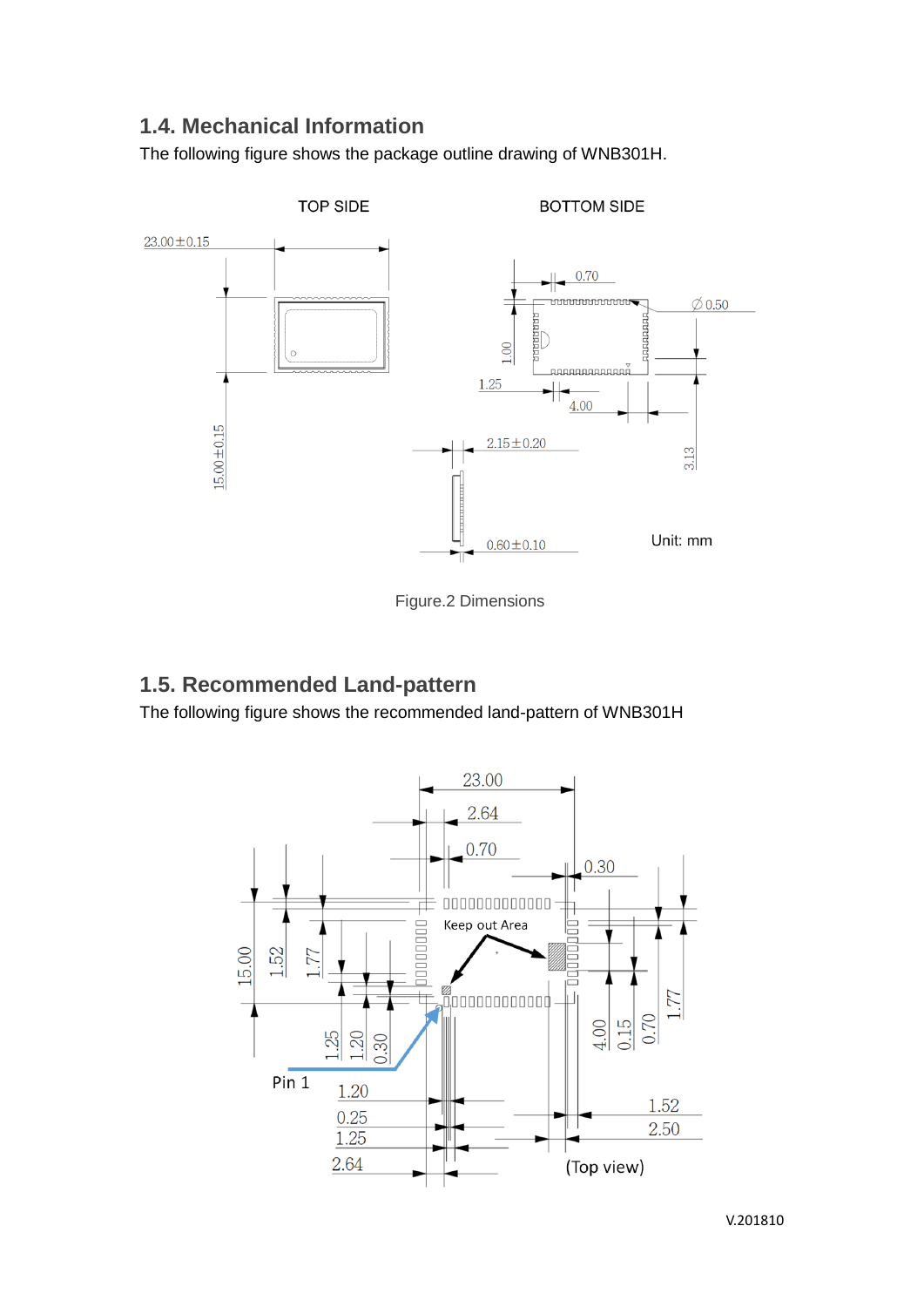## 1.4. Mechanical Information

The following figure shows the package outline drawing of WNB301H.

TOP SIDE

BOTTOM SIDE

23.00±0.15

15.00±0.15

0.70

∅0.50

1.00

1.25

4.00

3.13

2.15±0.20

0.60±0.10

Unit: mm

Figure.2 Dimensions

## 1.5. Recommended Land-pattern

The following figure shows the recommended land-pattern of WNB301H

23.00

2.64

0.70

0.30

15.00

1.52

1.77

Keep out Area

1.25

1.20

0.30

4.00

0.15

0.70

1.77

Pin 1

1.20

0.25

1.25

2.64

1.52

2.50

(Top view)

V.201810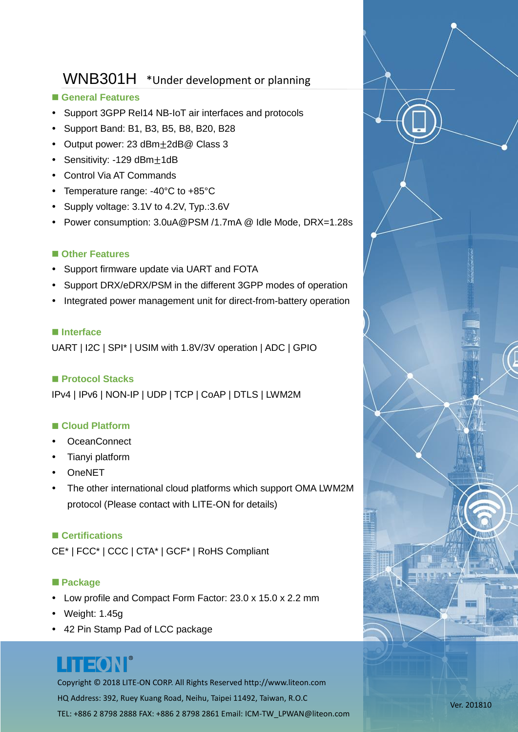# WNB301H *Under development or planning

## General Features

- Support 3GPP Rel14 NB-IoT air interfaces and protocols
- Support Band: B1, B3, B5, B8, B20, B28
- Output power: 23 dBm±2dB@ Class 3
- Sensitivity: -129 dBm±1dB
- Control Via AT Commands
- Temperature range: -40°C to +85°C
- Supply voltage: 3.1V to 4.2V, Typ.:3.6V
- Power consumption: 3.0uA@PSM /1.7mA @ Idle Mode, DRX=1.28s

## Other Features

- Support firmware update via UART and FOTA
- Support DRX/eDRX/PSM in the different 3GPP modes of operation
- Integrated power management unit for direct-from-battery operation

## Interface

UART | I2C | SPI* | USIM with 1.8V/3V operation | ADC | GPIO

## Protocol Stacks

IPv4 | IPv6 | NON-IP | UDP | TCP | CoAP | DTLS | LWM2M

## Cloud Platform

- OceanConnect
- Tianyi platform
- OneNET
- The other international cloud platforms which support OMA LWM2M protocol (Please contact with LITE-ON for details)

## Certifications

CE* | FCC* | CCC | CTA* | GCF* | RoHS Compliant

## Package

- Low profile and Compact Form Factor: 23.0 x 15.0 x 2.2 mm
- Weight: 1.45g
- 42 Pin Stamp Pad of LCC package

LITEON®

Copyright © 2018 LITE-ON CORP. All Rights Reserved http://www.liteon.com

HQ Address: 392, Ruey Kuang Road, Neihu, Taipei 11492, Taiwan, R.O.C

TEL: +886 2 8798 2888 FAX: +886 2 8798 2861 Email: ICM-TW_LPWAN@liteon.com

Ver. 201810